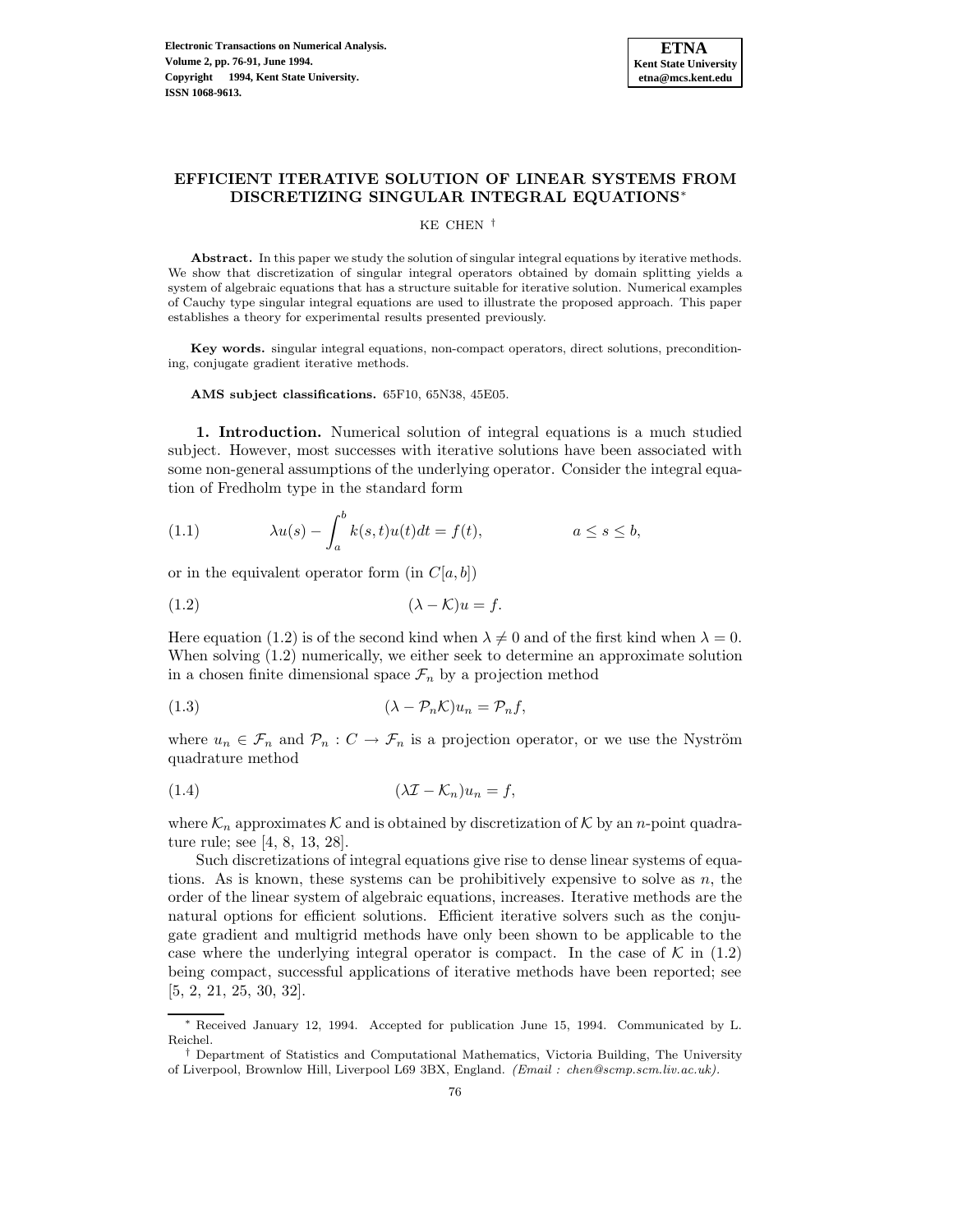Electronic Transactions on Numerical Analysis.
Volume 2, pp. 76-91, June 1994.
Copyright © 1994, Kent State University.
ISSN 1068-9613.

ETNA
Kent State University
etna@mcs.kent.edu

# EFFICIENT ITERATIVE SOLUTION OF LINEAR SYSTEMS FROM DISCRETIZING SINGULAR INTEGRAL EQUATIONS*

KE CHEN †

**Abstract.** In this paper we study the solution of singular integral equations by iterative methods. We show that discretization of singular integral operators obtained by domain splitting yields a system of algebraic equations that has a structure suitable for iterative solution. Numerical examples of Cauchy type singular integral equations are used to illustrate the proposed approach. This paper establishes a theory for experimental results presented previously.

**Key words.** singular integral equations, non-compact operators, direct solutions, preconditioning, conjugate gradient iterative methods.

**AMS subject classifications.** 65F10, 65N38, 45E05.

## 1. Introduction.

Numerical solution of integral equations is a much studied subject. However, most successes with iterative solutions have been associated with some non-general assumptions of the underlying operator. Consider the integral equation of Fredholm type in the standard form

$$\lambda u(s) - \int_a^b k(s,t)u(t)dt = f(t), \qquad a \le s \le b, \tag{1.1}$$

or in the equivalent operator form (in $C[a,b]$)

$$(\lambda - \mathcal{K})u = f. \tag{1.2}$$

Here equation (1.2) is of the second kind when $\lambda \neq 0$ and of the first kind when $\lambda = 0$. When solving (1.2) numerically, we either seek to determine an approximate solution in a chosen finite dimensional space $\mathcal{F}_n$ by a projection method

$$(\lambda - \mathcal{P}_n\mathcal{K})u_n = \mathcal{P}_n f, \tag{1.3}$$

where $u_n \in \mathcal{F}_n$ and $\mathcal{P}_n : C \to \mathcal{F}_n$ is a projection operator, or we use the Nyström quadrature method

$$(\lambda\mathcal{I} - \mathcal{K}_n)u_n = f, \tag{1.4}$$

where $\mathcal{K}_n$ approximates $\mathcal{K}$ and is obtained by discretization of $\mathcal{K}$ by an $n$-point quadrature rule; see [4, 8, 13, 28].

Such discretizations of integral equations give rise to dense linear systems of equations. As is known, these systems can be prohibitively expensive to solve as $n$, the order of the linear system of algebraic equations, increases. Iterative methods are the natural options for efficient solutions. Efficient iterative solvers such as the conjugate gradient and multigrid methods have only been shown to be applicable to the case where the underlying integral operator is compact. In the case of $\mathcal{K}$ in (1.2) being compact, successful applications of iterative methods have been reported; see [5, 2, 21, 25, 30, 32].

* Received January 12, 1994. Accepted for publication June 15, 1994. Communicated by L. Reichel.

† Department of Statistics and Computational Mathematics, Victoria Building, The University of Liverpool, Brownlow Hill, Liverpool L69 3BX, England. *(Email : chen@scmp.scm.liv.ac.uk).*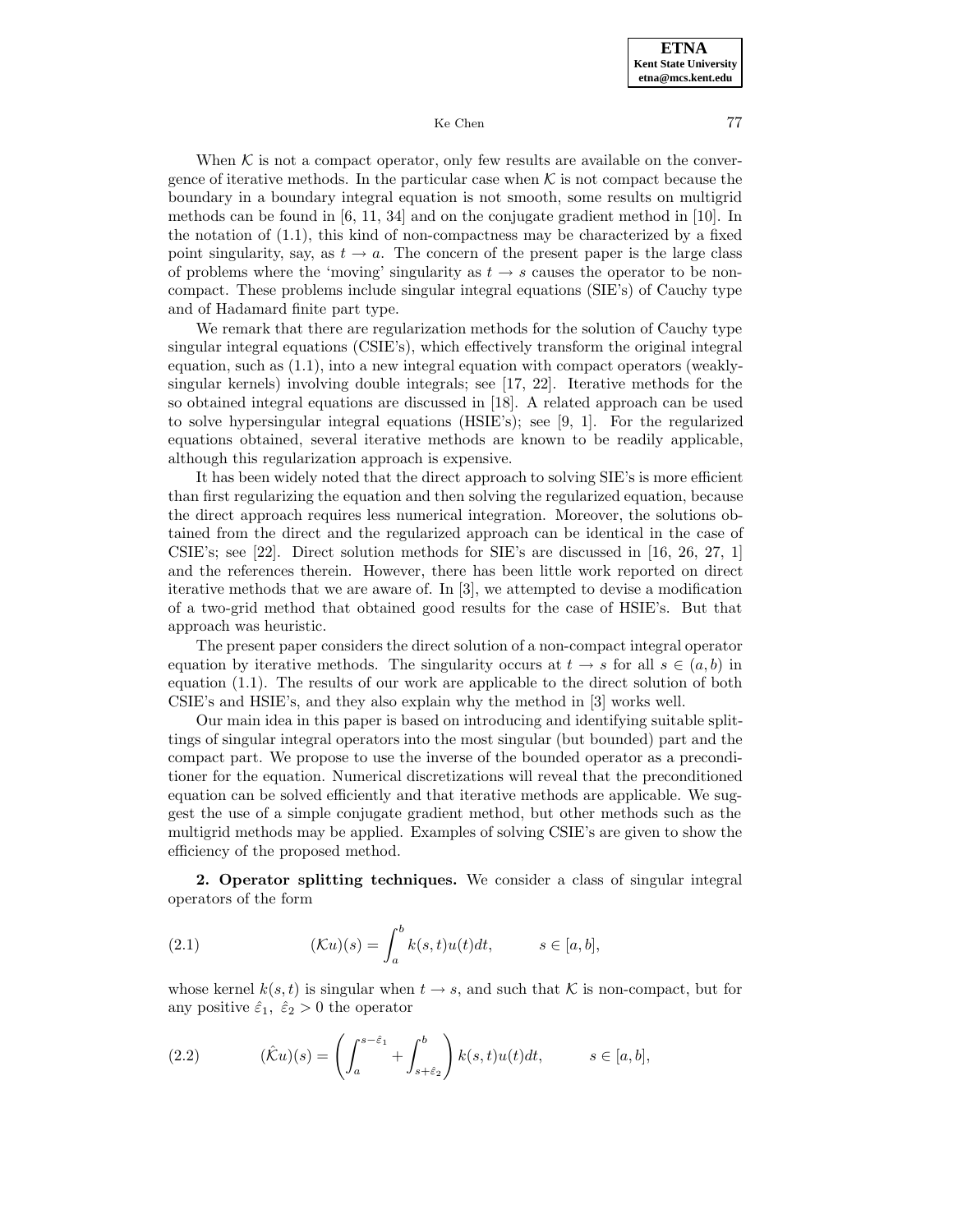When $\mathcal{K}$ is not a compact operator, only few results are available on the convergence of iterative methods. In the particular case when $\mathcal{K}$ is not compact because the boundary in a boundary integral equation is not smooth, some results on multigrid methods can be found in [6, 11, 34] and on the conjugate gradient method in [10]. In the notation of (1.1), this kind of non-compactness may be characterized by a fixed point singularity, say, as $t \to a$. The concern of the present paper is the large class of problems where the 'moving' singularity as $t \to s$ causes the operator to be non-compact. These problems include singular integral equations (SIE's) of Cauchy type and of Hadamard finite part type.

We remark that there are regularization methods for the solution of Cauchy type singular integral equations (CSIE's), which effectively transform the original integral equation, such as (1.1), into a new integral equation with compact operators (weakly-singular kernels) involving double integrals; see [17, 22]. Iterative methods for the so obtained integral equations are discussed in [18]. A related approach can be used to solve hypersingular integral equations (HSIE's); see [9, 1]. For the regularized equations obtained, several iterative methods are known to be readily applicable, although this regularization approach is expensive.

It has been widely noted that the direct approach to solving SIE's is more efficient than first regularizing the equation and then solving the regularized equation, because the direct approach requires less numerical integration. Moreover, the solutions obtained from the direct and the regularized approach can be identical in the case of CSIE's; see [22]. Direct solution methods for SIE's are discussed in [16, 26, 27, 1] and the references therein. However, there has been little work reported on direct iterative methods that we are aware of. In [3], we attempted to devise a modification of a two-grid method that obtained good results for the case of HSIE's. But that approach was heuristic.

The present paper considers the direct solution of a non-compact integral operator equation by iterative methods. The singularity occurs at $t \to s$ for all $s \in (a, b)$ in equation (1.1). The results of our work are applicable to the direct solution of both CSIE's and HSIE's, and they also explain why the method in [3] works well.

Our main idea in this paper is based on introducing and identifying suitable splittings of singular integral operators into the most singular (but bounded) part and the compact part. We propose to use the inverse of the bounded operator as a preconditioner for the equation. Numerical discretizations will reveal that the preconditioned equation can be solved efficiently and that iterative methods are applicable. We suggest the use of a simple conjugate gradient method, but other methods such as the multigrid methods may be applied. Examples of solving CSIE's are given to show the efficiency of the proposed method.

## 2. Operator splitting techniques.

We consider a class of singular integral operators of the form

$$(\mathcal{K}u)(s) = \int_a^b k(s,t)u(t)dt, \qquad s \in [a,b], \tag{2.1}$$

whose kernel $k(s,t)$ is singular when $t \to s$, and such that $\mathcal{K}$ is non-compact, but for any positive $\hat{\varepsilon}_1,\ \hat{\varepsilon}_2 > 0$ the operator

$$(\hat{\mathcal{K}}u)(s) = \left( \int_a^{s-\hat{\varepsilon}_1} + \int_{s+\hat{\varepsilon}_2}^b \right) k(s,t)u(t)dt, \qquad s \in [a,b], \tag{2.2}$$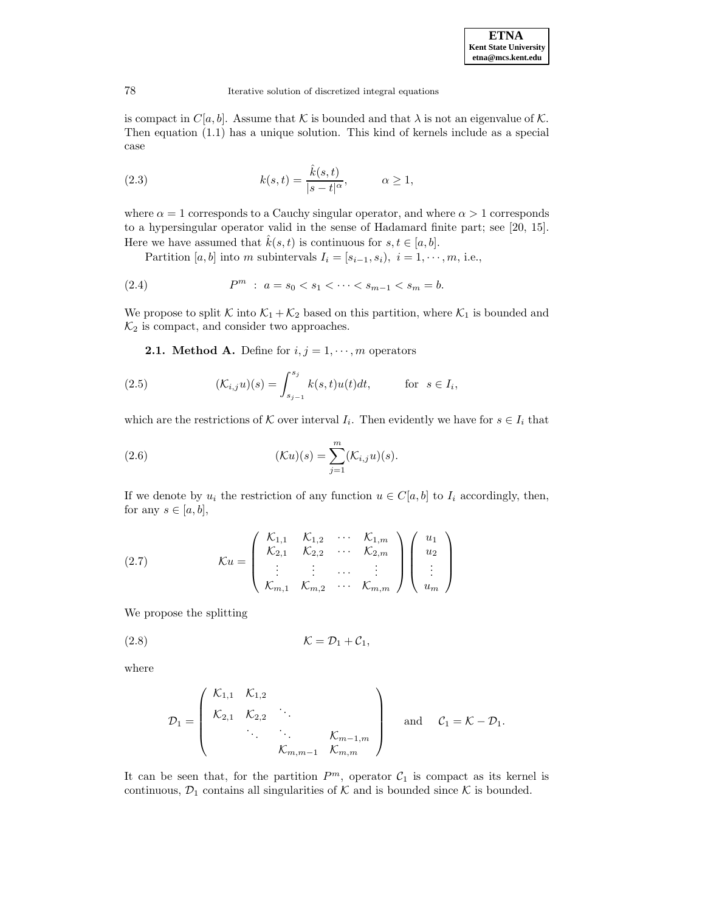is compact in $C[a,b]$. Assume that $\mathcal{K}$ is bounded and that $\lambda$ is not an eigenvalue of $\mathcal{K}$. Then equation (1.1) has a unique solution. This kind of kernels include as a special case

$$k(s,t) = \frac{\hat{k}(s,t)}{|s-t|^{\alpha}}, \qquad \alpha \geq 1, \tag{2.3}$$

where $\alpha = 1$ corresponds to a Cauchy singular operator, and where $\alpha > 1$ corresponds to a hypersingular operator valid in the sense of Hadamard finite part; see [20, 15]. Here we have assumed that $\hat{k}(s,t)$ is continuous for $s,t \in [a,b]$.

Partition $[a,b]$ into $m$ subintervals $I_i = [s_{i-1}, s_i),\ i = 1, \cdots, m$, i.e.,

$$P^m \ : \ a = s_0 < s_1 < \cdots < s_{m-1} < s_m = b. \tag{2.4}$$

We propose to split $\mathcal{K}$ into $\mathcal{K}_1 + \mathcal{K}_2$ based on this partition, where $\mathcal{K}_1$ is bounded and $\mathcal{K}_2$ is compact, and consider two approaches.

**2.1. Method A.** Define for $i,j = 1, \cdots, m$ operators

$$(\mathcal{K}_{i,j} u)(s) = \int_{s_{j-1}}^{s_j} k(s,t) u(t) dt, \qquad \text{for} \ \ s \in I_i, \tag{2.5}$$

which are the restrictions of $\mathcal{K}$ over interval $I_i$. Then evidently we have for $s \in I_i$ that

$$(\mathcal{K}u)(s) = \sum_{j=1}^{m} (\mathcal{K}_{i,j} u)(s). \tag{2.6}$$

If we denote by $u_i$ the restriction of any function $u \in C[a,b]$ to $I_i$ accordingly, then, for any $s \in [a,b]$,

$$\mathcal{K}u = \begin{pmatrix} \mathcal{K}_{1,1} & \mathcal{K}_{1,2} & \cdots & \mathcal{K}_{1,m} \\ \mathcal{K}_{2,1} & \mathcal{K}_{2,2} & \cdots & \mathcal{K}_{2,m} \\ \vdots & \vdots & \cdots & \vdots \\ \mathcal{K}_{m,1} & \mathcal{K}_{m,2} & \cdots & \mathcal{K}_{m,m} \end{pmatrix} \begin{pmatrix} u_1 \\ u_2 \\ \vdots \\ u_m \end{pmatrix} \tag{2.7}$$

We propose the splitting

$$\mathcal{K} = \mathcal{D}_1 + \mathcal{C}_1, \tag{2.8}$$

where

$$\mathcal{D}_1 = \begin{pmatrix} \mathcal{K}_{1,1} & \mathcal{K}_{1,2} & & \\ \mathcal{K}_{2,1} & \mathcal{K}_{2,2} & \ddots & \\ & \ddots & \ddots & \mathcal{K}_{m-1,m} \\ & & \mathcal{K}_{m,m-1} & \mathcal{K}_{m,m} \end{pmatrix} \quad \text{and} \quad \mathcal{C}_1 = \mathcal{K} - \mathcal{D}_1.$$

It can be seen that, for the partition $P^m$, operator $\mathcal{C}_1$ is compact as its kernel is continuous, $\mathcal{D}_1$ contains all singularities of $\mathcal{K}$ and is bounded since $\mathcal{K}$ is bounded.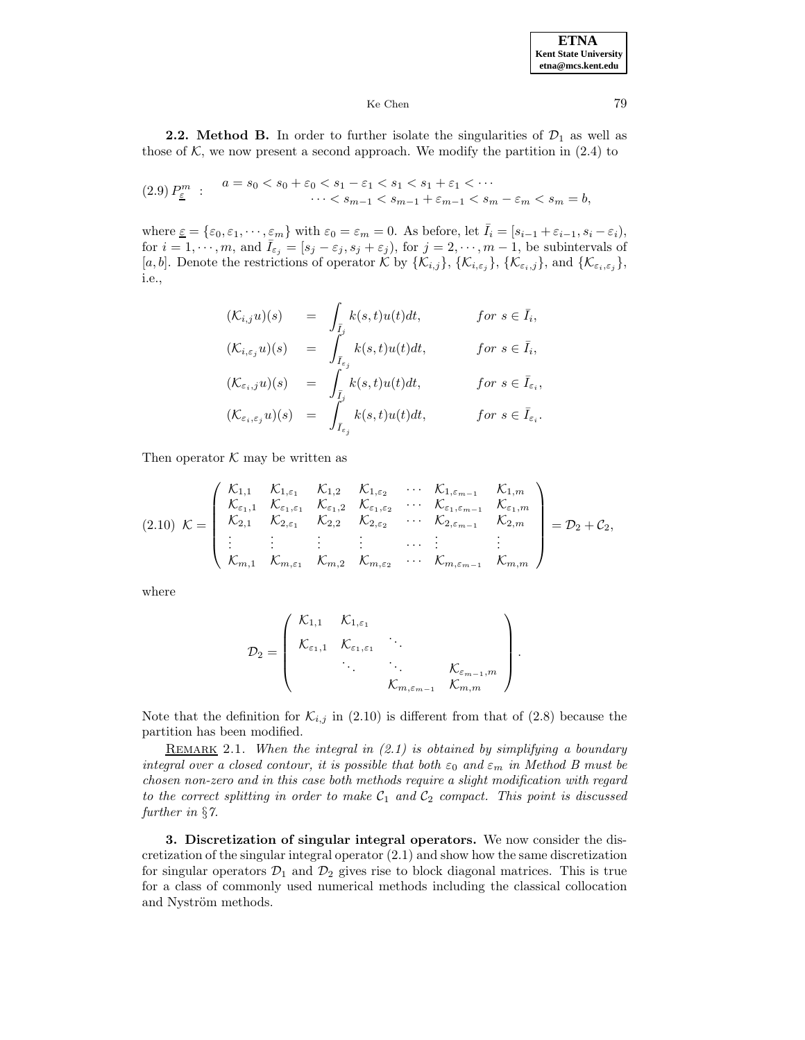**2.2. Method B.** In order to further isolate the singularities of $\mathcal{D}_1$ as well as those of $\mathcal{K}$, we now present a second approach. We modify the partition in (2.4) to

$$
(2.9)\ P_{\underline{\varepsilon}}^m \ : \quad \begin{array}{l} a = s_0 < s_0 + \varepsilon_0 < s_1 - \varepsilon_1 < s_1 < s_1 + \varepsilon_1 < \cdots \\ \qquad \cdots < s_{m-1} < s_{m-1} + \varepsilon_{m-1} < s_m - \varepsilon_m < s_m = b, \end{array}
$$

where $\underline{\varepsilon} = \{\varepsilon_0, \varepsilon_1, \cdots, \varepsilon_m\}$ with $\varepsilon_0 = \varepsilon_m = 0$. As before, let $\bar{I}_i = [s_{i-1} + \varepsilon_{i-1}, s_i - \varepsilon_i)$, for $i = 1, \cdots, m$, and $\bar{I}_{\varepsilon_j} = [s_j - \varepsilon_j, s_j + \varepsilon_j)$, for $j = 2, \cdots, m-1$, be subintervals of $[a, b]$. Denote the restrictions of operator $\mathcal{K}$ by $\{\mathcal{K}_{i,j}\}$, $\{\mathcal{K}_{i,\varepsilon_j}\}$, $\{\mathcal{K}_{\varepsilon_i,j}\}$, and $\{\mathcal{K}_{\varepsilon_i,\varepsilon_j}\}$, i.e.,

$$
\begin{aligned}
(\mathcal{K}_{i,j} u)(s) &= \int_{\bar{I}_j} k(s,t) u(t) dt, && \textit{for } s \in \bar{I}_i, \\
(\mathcal{K}_{i,\varepsilon_j} u)(s) &= \int_{\bar{I}_{\varepsilon_j}} k(s,t) u(t) dt, && \textit{for } s \in \bar{I}_i, \\
(\mathcal{K}_{\varepsilon_i,j} u)(s) &= \int_{\bar{I}_j} k(s,t) u(t) dt, && \textit{for } s \in \bar{I}_{\varepsilon_i}, \\
(\mathcal{K}_{\varepsilon_i,\varepsilon_j} u)(s) &= \int_{\bar{I}_{\varepsilon_j}} k(s,t) u(t) dt, && \textit{for } s \in \bar{I}_{\varepsilon_i}.
\end{aligned}
$$

Then operator $\mathcal{K}$ may be written as

$$
(2.10)\ \mathcal{K} = \begin{pmatrix}
\mathcal{K}_{1,1} & \mathcal{K}_{1,\varepsilon_1} & \mathcal{K}_{1,2} & \mathcal{K}_{1,\varepsilon_2} & \cdots & \mathcal{K}_{1,\varepsilon_{m-1}} & \mathcal{K}_{1,m} \\
\mathcal{K}_{\varepsilon_1,1} & \mathcal{K}_{\varepsilon_1,\varepsilon_1} & \mathcal{K}_{\varepsilon_1,2} & \mathcal{K}_{\varepsilon_1,\varepsilon_2} & \cdots & \mathcal{K}_{\varepsilon_1,\varepsilon_{m-1}} & \mathcal{K}_{\varepsilon_1,m} \\
\mathcal{K}_{2,1} & \mathcal{K}_{2,\varepsilon_1} & \mathcal{K}_{2,2} & \mathcal{K}_{2,\varepsilon_2} & \cdots & \mathcal{K}_{2,\varepsilon_{m-1}} & \mathcal{K}_{2,m} \\
\vdots & \vdots & \vdots & \vdots & \cdots & \vdots & \vdots \\
\mathcal{K}_{m,1} & \mathcal{K}_{m,\varepsilon_1} & \mathcal{K}_{m,2} & \mathcal{K}_{m,\varepsilon_2} & \cdots & \mathcal{K}_{m,\varepsilon_{m-1}} & \mathcal{K}_{m,m}
\end{pmatrix} = \mathcal{D}_2 + \mathcal{C}_2,
$$

where

$$
\mathcal{D}_2 = \begin{pmatrix}
\mathcal{K}_{1,1} & \mathcal{K}_{1,\varepsilon_1} & & \\
\mathcal{K}_{\varepsilon_1,1} & \mathcal{K}_{\varepsilon_1,\varepsilon_1} & \ddots & \\
& \ddots & \ddots & \mathcal{K}_{\varepsilon_{m-1},m} \\
& & \mathcal{K}_{m,\varepsilon_{m-1}} & \mathcal{K}_{m,m}
\end{pmatrix}.
$$

Note that the definition for $\mathcal{K}_{i,j}$ in (2.10) is different from that of (2.8) because the partition has been modified.

REMARK 2.1. *When the integral in (2.1) is obtained by simplifying a boundary integral over a closed contour, it is possible that both $\varepsilon_0$ and $\varepsilon_m$ in Method B must be chosen non-zero and in this case both methods require a slight modification with regard to the correct splitting in order to make $\mathcal{C}_1$ and $\mathcal{C}_2$ compact. This point is discussed further in §7.*

**3. Discretization of singular integral operators.** We now consider the discretization of the singular integral operator (2.1) and show how the same discretization for singular operators $\mathcal{D}_1$ and $\mathcal{D}_2$ gives rise to block diagonal matrices. This is true for a class of commonly used numerical methods including the classical collocation and Nyström methods.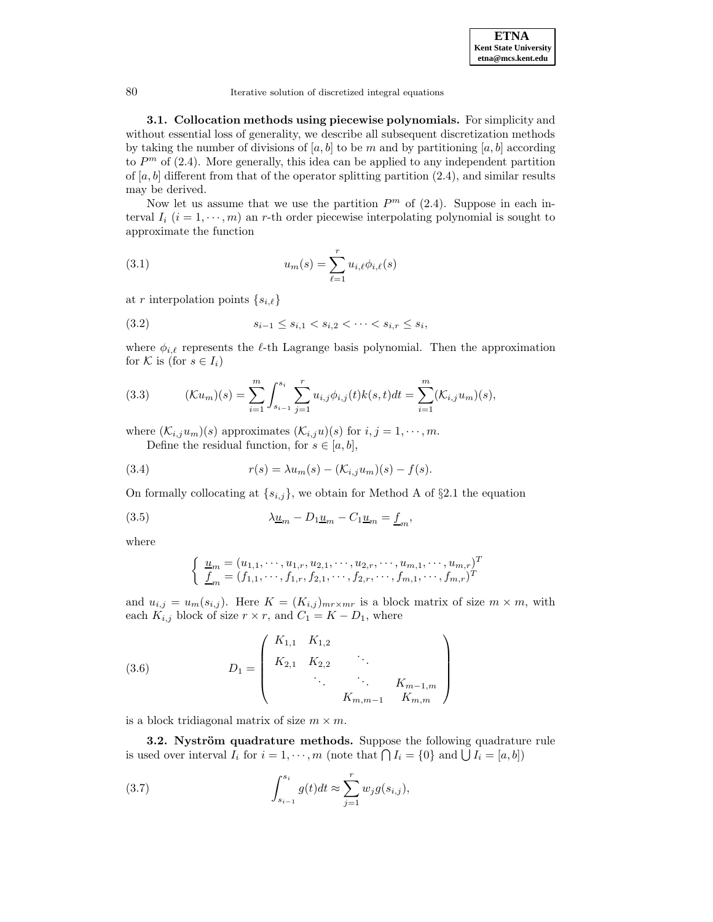**3.1. Collocation methods using piecewise polynomials.** For simplicity and without essential loss of generality, we describe all subsequent discretization methods by taking the number of divisions of $[a, b]$ to be $m$ and by partitioning $[a, b]$ according to $P^m$ of (2.4). More generally, this idea can be applied to any independent partition of $[a, b]$ different from that of the operator splitting partition (2.4), and similar results may be derived.

Now let us assume that we use the partition $P^m$ of (2.4). Suppose in each interval $I_i$ $(i = 1, \cdots, m)$ an $r$-th order piecewise interpolating polynomial is sought to approximate the function

$$u_m(s) = \sum_{\ell=1}^{r} u_{i,\ell}\phi_{i,\ell}(s) \tag{3.1}$$

at $r$ interpolation points $\{s_{i,\ell}\}$

$$s_{i-1} \leq s_{i,1} < s_{i,2} < \cdots < s_{i,r} \leq s_i, \tag{3.2}$$

where $\phi_{i,\ell}$ represents the $\ell$-th Lagrange basis polynomial. Then the approximation for $\mathcal{K}$ is (for $s \in I_i$)

$$(\mathcal{K}u_m)(s) = \sum_{i=1}^{m} \int_{s_{i-1}}^{s_i} \sum_{j=1}^{r} u_{i,j}\phi_{i,j}(t)k(s,t)dt = \sum_{i=1}^{m} (\mathcal{K}_{i,j}u_m)(s), \tag{3.3}$$

where $(\mathcal{K}_{i,j}u_m)(s)$ approximates $(\mathcal{K}_{i,j}u)(s)$ for $i, j = 1, \cdots, m$.

Define the residual function, for $s \in [a, b]$,

$$r(s) = \lambda u_m(s) - (\mathcal{K}_{i,j}u_m)(s) - f(s). \tag{3.4}$$

On formally collocating at $\{s_{i,j}\}$, we obtain for Method A of §2.1 the equation

$$\lambda \underline{u}_m - D_1\underline{u}_m - C_1\underline{u}_m = \underline{f}_m, \tag{3.5}$$

where

$$\begin{cases} \underline{u}_m = (u_{1,1}, \cdots, u_{1,r}, u_{2,1}, \cdots, u_{2,r}, \cdots, u_{m,1}, \cdots, u_{m,r})^T \\ \underline{f}_m = (f_{1,1}, \cdots, f_{1,r}, f_{2,1}, \cdots, f_{2,r}, \cdots, f_{m,1}, \cdots, f_{m,r})^T \end{cases}$$

and $u_{i,j} = u_m(s_{i,j})$. Here $K = (K_{i,j})_{mr \times mr}$ is a block matrix of size $m \times m$, with each $K_{i,j}$ block of size $r \times r$, and $C_1 = K - D_1$, where

$$D_1 = \begin{pmatrix} K_{1,1} & K_{1,2} & & \\ K_{2,1} & K_{2,2} & \ddots & \\ & \ddots & \ddots & K_{m-1,m} \\ & & K_{m,m-1} & K_{m,m} \end{pmatrix} \tag{3.6}$$

is a block tridiagonal matrix of size $m \times m$.

**3.2. Nyström quadrature methods.** Suppose the following quadrature rule is used over interval $I_i$ for $i = 1, \cdots, m$ (note that $\bigcap I_i = \{0\}$ and $\bigcup I_i = [a, b]$)

$$\int_{s_{i-1}}^{s_i} g(t)dt \approx \sum_{j=1}^{r} w_j g(s_{i,j}), \tag{3.7}$$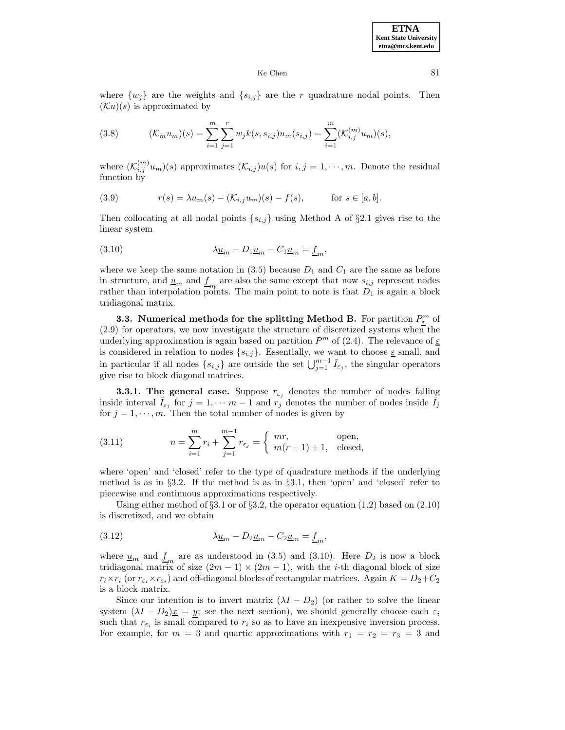where $\{w_j\}$ are the weights and $\{s_{i,j}\}$ are the $r$ quadrature nodal points. Then $(\mathcal{K}u)(s)$ is approximated by

$$
(\mathcal{K}_m u_m)(s) = \sum_{i=1}^{m}\sum_{j=1}^{r} w_j k(s, s_{i,j}) u_m(s_{i,j}) = \sum_{i=1}^{m} (\mathcal{K}_{i,j}^{(m)} u_m)(s), \tag{3.8}
$$

where $(\mathcal{K}_{i,j}^{(m)} u_m)(s)$ approximates $(\mathcal{K}_{i,j})u(s)$ for $i, j = 1, \cdots, m$. Denote the residual function by

$$
r(s) = \lambda u_m(s) - (\mathcal{K}_{i,j} u_m)(s) - f(s), \qquad \text{for } s \in [a, b]. \tag{3.9}
$$

Then collocating at all nodal points $\{s_{i,j}\}$ using Method A of §2.1 gives rise to the linear system

$$
\lambda \underline{u}_m - D_1 \underline{u}_m - C_1 \underline{u}_m = \underline{f}_m, \tag{3.10}
$$

where we keep the same notation in (3.5) because $D_1$ and $C_1$ are the same as before in structure, and $\underline{u}_m$ and $\underline{f}_m$ are also the same except that now $s_{i,j}$ represent nodes rather than interpolation points. The main point to note is that $D_1$ is again a block tridiagonal matrix.

**3.3. Numerical methods for the splitting Method B.** For partition $P_{\underline{\varepsilon}}^m$ of (2.9) for operators, we now investigate the structure of discretized systems when the underlying approximation is again based on partition $P^m$ of (2.4). The relevance of $\underline{\varepsilon}$ is considered in relation to nodes $\{s_{i,j}\}$. Essentially, we want to choose $\underline{\varepsilon}$ small, and in particular if all nodes $\{s_{i,j}\}$ are outside the set $\bigcup_{j=1}^{m-1} \bar{I}_{\varepsilon_j}$, the singular operators give rise to block diagonal matrices.

**3.3.1. The general case.** Suppose $r_{\varepsilon_j}$ denotes the number of nodes falling inside interval $\bar{I}_{\varepsilon_j}$ for $j = 1, \cdots m-1$ and $r_j$ denotes the number of nodes inside $\bar{I}_j$ for $j = 1, \cdots, m$. Then the total number of nodes is given by

$$
n = \sum_{i=1}^{m} r_i + \sum_{j=1}^{m-1} r_{\varepsilon_j} = \begin{cases} mr, & \text{open}, \\ m(r-1)+1, & \text{closed}, \end{cases} \tag{3.11}
$$

where 'open' and 'closed' refer to the type of quadrature methods if the underlying method is as in §3.2. If the method is as in §3.1, then 'open' and 'closed' refer to piecewise and continuous approximations respectively.

Using either method of §3.1 or of §3.2, the operator equation (1.2) based on (2.10) is discretized, and we obtain

$$
\lambda \underline{u}_m - D_2 \underline{u}_m - C_2 \underline{u}_m = \underline{f}_m, \tag{3.12}
$$

where $\underline{u}_m$ and $\underline{f}_m$ are as understood in (3.5) and (3.10). Here $D_2$ is now a block tridiagonal matrix of size $(2m-1) \times (2m-1)$, with the $i$-th diagonal block of size $r_i \times r_i$ (or $r_{\varepsilon_i} \times r_{\varepsilon_i}$) and off-diagonal blocks of rectangular matrices. Again $K = D_2 + C_2$ is a block matrix.

Since our intention is to invert matrix $(\lambda I - D_2)$ (or rather to solve the linear system $(\lambda I - D_2)\underline{x} = \underline{y}$; see the next section), we should generally choose each $\varepsilon_i$ such that $r_{\varepsilon_i}$ is small compared to $r_i$ so as to have an inexpensive inversion process. For example, for $m = 3$ and quartic approximations with $r_1 = r_2 = r_3 = 3$ and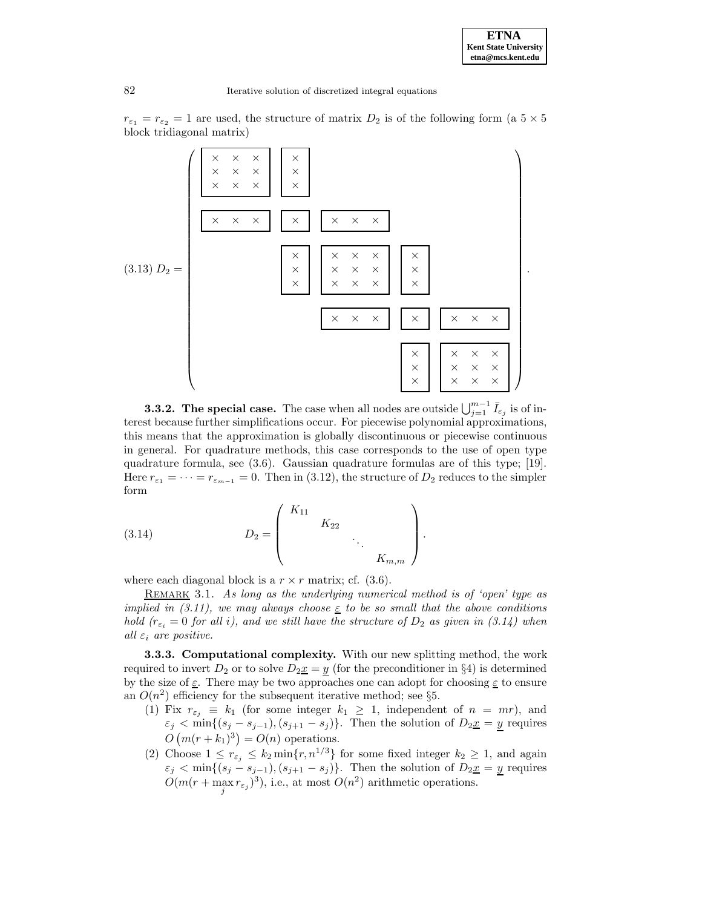$r_{\varepsilon_1} = r_{\varepsilon_2} = 1$ are used, the structure of matrix $D_2$ is of the following form (a $5 \times 5$ block tridiagonal matrix)

$$
(3.13)\quad D_2 = \begin{pmatrix}
\boxed{\begin{matrix} \times & \times & \times \\ \times & \times & \times \\ \times & \times & \times \end{matrix}} & \boxed{\begin{matrix} \times \\ \times \\ \times \end{matrix}} & & & \\
\boxed{\begin{matrix} \times & \times & \times \end{matrix}} & \boxed{\times} & \boxed{\begin{matrix} \times & \times & \times \end{matrix}} & & \\
 & \boxed{\begin{matrix} \times \\ \times \\ \times \end{matrix}} & \boxed{\begin{matrix} \times & \times & \times \\ \times & \times & \times \\ \times & \times & \times \end{matrix}} & \boxed{\begin{matrix} \times \\ \times \\ \times \end{matrix}} & \\
 & & \boxed{\begin{matrix} \times & \times & \times \end{matrix}} & \boxed{\times} & \boxed{\begin{matrix} \times & \times & \times \end{matrix}} \\
 & & & \boxed{\begin{matrix} \times \\ \times \\ \times \end{matrix}} & \boxed{\begin{matrix} \times & \times & \times \\ \times & \times & \times \\ \times & \times & \times \end{matrix}}
\end{pmatrix}.
$$

**3.3.2. The special case.** The case when all nodes are outside $\bigcup_{j=1}^{m-1} \bar{I}_{\varepsilon_j}$ is of interest because further simplifications occur. For piecewise polynomial approximations, this means that the approximation is globally discontinuous or piecewise continuous in general. For quadrature methods, this case corresponds to the use of open type quadrature formula, see (3.6). Gaussian quadrature formulas are of this type; [19]. Here $r_{\varepsilon_1} = \cdots = r_{\varepsilon_{m-1}} = 0$. Then in (3.12), the structure of $D_2$ reduces to the simpler form

$$
(3.14)\qquad D_2 = \begin{pmatrix} K_{11} & & & \\ & K_{22} & & \\ & & \ddots & \\ & & & K_{m,m} \end{pmatrix}.
$$

where each diagonal block is a $r \times r$ matrix; cf. (3.6).

REMARK 3.1. *As long as the underlying numerical method is of 'open' type as implied in (3.11), we may always choose $\underline{\varepsilon}$ to be so small that the above conditions hold ($r_{\varepsilon_i} = 0$ for all $i$), and we still have the structure of $D_2$ as given in (3.14) when all $\varepsilon_i$ are positive.*

**3.3.3. Computational complexity.** With our new splitting method, the work required to invert $D_2$ or to solve $D_2\underline{x} = \underline{y}$ (for the preconditioner in §4) is determined by the size of $\underline{\varepsilon}$. There may be two approaches one can adopt for choosing $\underline{\varepsilon}$ to ensure an $O(n^2)$ efficiency for the subsequent iterative method; see §5.

1. Fix $r_{\varepsilon_j} \equiv k_1$ (for some integer $k_1 \geq 1$, independent of $n = mr$), and $\varepsilon_j < \min\{(s_j - s_{j-1}), (s_{j+1} - s_j)\}$. Then the solution of $D_2\underline{x} = \underline{y}$ requires $O\left(m(r + k_1)^3\right) = O(n)$ operations.
2. Choose $1 \leq r_{\varepsilon_j} \leq k_2 \min\{r, n^{1/3}\}$ for some fixed integer $k_2 \geq 1$, and again $\varepsilon_j < \min\{(s_j - s_{j-1}), (s_{j+1} - s_j)\}$. Then the solution of $D_2\underline{x} = \underline{y}$ requires $O(m(r + \max_j r_{\varepsilon_j})^3)$, i.e., at most $O(n^2)$ arithmetic operations.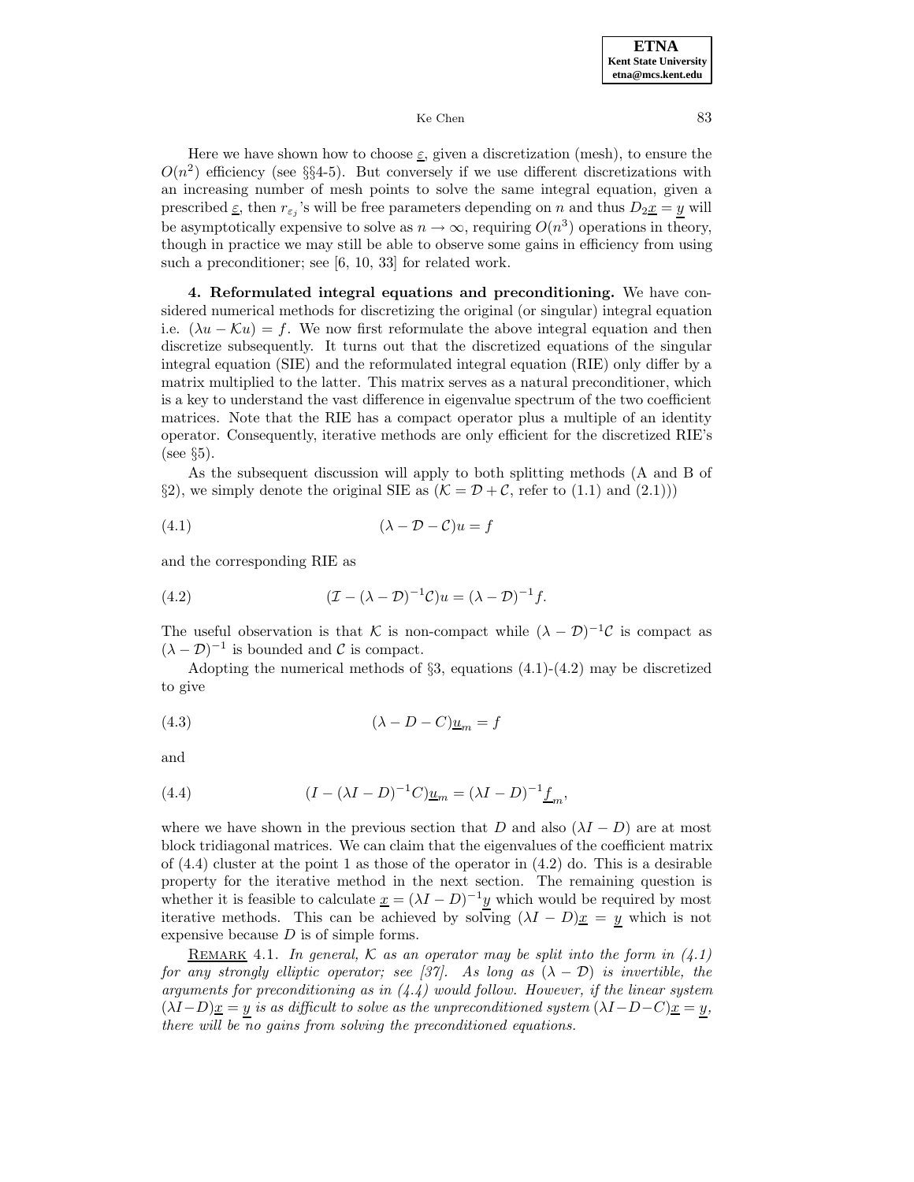Here we have shown how to choose $\underline{\varepsilon}$, given a discretization (mesh), to ensure the $O(n^2)$ efficiency (see §§4-5). But conversely if we use different discretizations with an increasing number of mesh points to solve the same integral equation, given a prescribed $\underline{\varepsilon}$, then $r_{\varepsilon_j}$'s will be free parameters depending on $n$ and thus $D_2\underline{x} = \underline{y}$ will be asymptotically expensive to solve as $n \to \infty$, requiring $O(n^3)$ operations in theory, though in practice we may still be able to observe some gains in efficiency from using such a preconditioner; see [6, 10, 33] for related work.

**4. Reformulated integral equations and preconditioning.** We have considered numerical methods for discretizing the original (or singular) integral equation i.e. $(\lambda u - \mathcal{K}u) = f$. We now first reformulate the above integral equation and then discretize subsequently. It turns out that the discretized equations of the singular integral equation (SIE) and the reformulated integral equation (RIE) only differ by a matrix multiplied to the latter. This matrix serves as a natural preconditioner, which is a key to understand the vast difference in eigenvalue spectrum of the two coefficient matrices. Note that the RIE has a compact operator plus a multiple of an identity operator. Consequently, iterative methods are only efficient for the discretized RIE's (see §5).

As the subsequent discussion will apply to both splitting methods (A and B of §2), we simply denote the original SIE as ($\mathcal{K} = \mathcal{D} + \mathcal{C}$, refer to (1.1) and (2.1)))

$$(\lambda - \mathcal{D} - \mathcal{C})u = f \tag{4.1}$$

and the corresponding RIE as

$$(\mathcal{I} - (\lambda - \mathcal{D})^{-1}\mathcal{C})u = (\lambda - \mathcal{D})^{-1} f. \tag{4.2}$$

The useful observation is that $\mathcal{K}$ is non-compact while $(\lambda - \mathcal{D})^{-1}\mathcal{C}$ is compact as $(\lambda - \mathcal{D})^{-1}$ is bounded and $\mathcal{C}$ is compact.

Adopting the numerical methods of §3, equations (4.1)-(4.2) may be discretized to give

$$(\lambda - D - C)\underline{u}_m = f \tag{4.3}$$

and

$$(I - (\lambda I - D)^{-1} C)\underline{u}_m = (\lambda I - D)^{-1} \underline{f}_m, \tag{4.4}$$

where we have shown in the previous section that $D$ and also $(\lambda I - D)$ are at most block tridiagonal matrices. We can claim that the eigenvalues of the coefficient matrix of (4.4) cluster at the point 1 as those of the operator in (4.2) do. This is a desirable property for the iterative method in the next section. The remaining question is whether it is feasible to calculate $\underline{x} = (\lambda I - D)^{-1}\underline{y}$ which would be required by most iterative methods. This can be achieved by solving $(\lambda I - D)\underline{x} = \underline{y}$ which is not expensive because $D$ is of simple forms.

REMARK 4.1. *In general, $\mathcal{K}$ as an operator may be split into the form in (4.1) for any strongly elliptic operator; see [37]. As long as $(\lambda - \mathcal{D})$ is invertible, the arguments for preconditioning as in (4.4) would follow. However, if the linear system $(\lambda I - D)\underline{x} = \underline{y}$ is as difficult to solve as the unpreconditioned system $(\lambda I - D - C)\underline{x} = \underline{y}$, there will be no gains from solving the preconditioned equations.*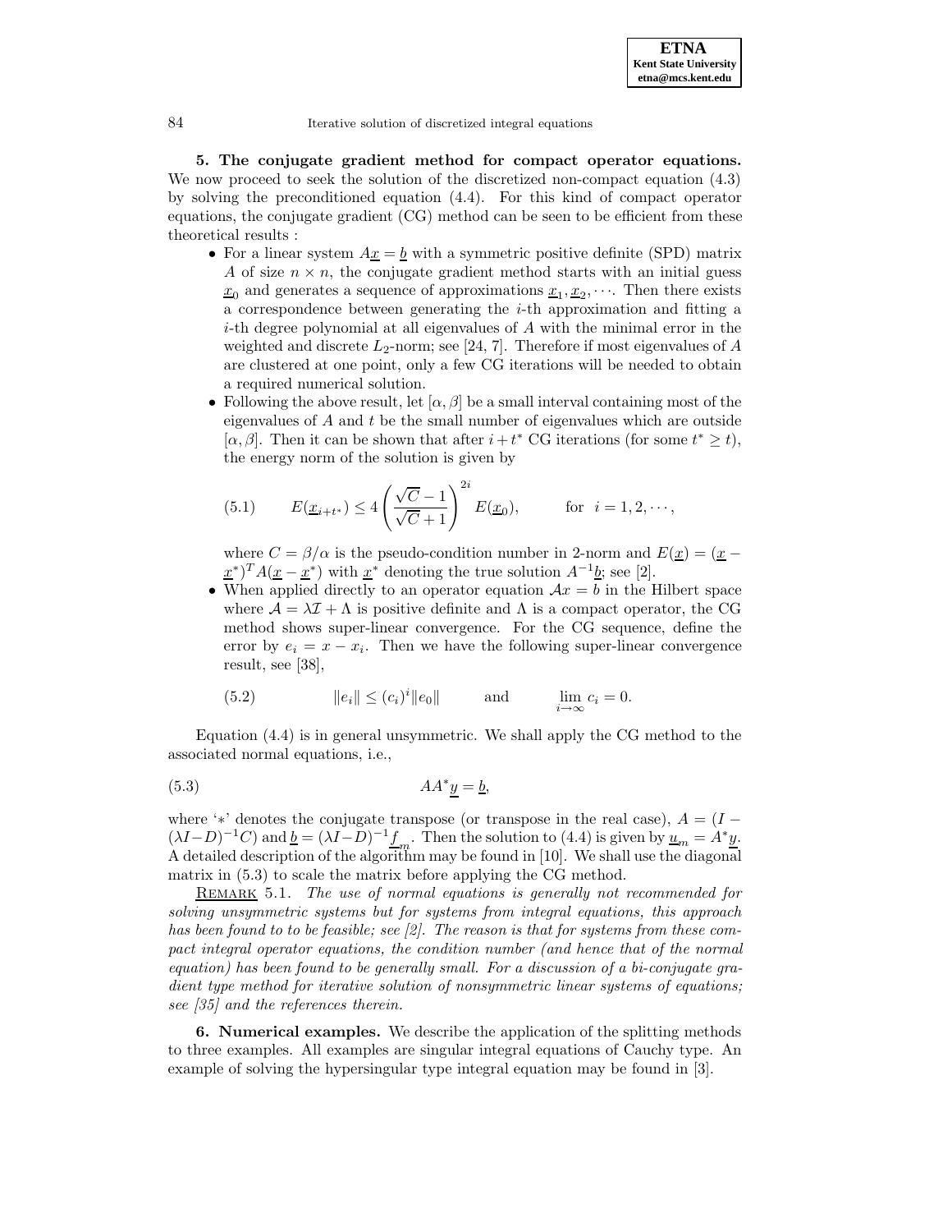**5. The conjugate gradient method for compact operator equations.** We now proceed to seek the solution of the discretized non-compact equation (4.3) by solving the preconditioned equation (4.4). For this kind of compact operator equations, the conjugate gradient (CG) method can be seen to be efficient from these theoretical results :

- For a linear system $A\underline{x} = \underline{b}$ with a symmetric positive definite (SPD) matrix $A$ of size $n \times n$, the conjugate gradient method starts with an initial guess $\underline{x}_0$ and generates a sequence of approximations $\underline{x}_1, \underline{x}_2, \cdots$. Then there exists a correspondence between generating the $i$-th approximation and fitting a $i$-th degree polynomial at all eigenvalues of $A$ with the minimal error in the weighted and discrete $L_2$-norm; see [24, 7]. Therefore if most eigenvalues of $A$ are clustered at one point, only a few CG iterations will be needed to obtain a required numerical solution.
- Following the above result, let $[\alpha, \beta]$ be a small interval containing most of the eigenvalues of $A$ and $t$ be the small number of eigenvalues which are outside $[\alpha, \beta]$. Then it can be shown that after $i + t^*$ CG iterations (for some $t^* \geq t$), the energy norm of the solution is given by

$$E(\underline{x}_{i+t^*}) \leq 4 \left( \frac{\sqrt{C} - 1}{\sqrt{C} + 1} \right)^{2i} E(\underline{x}_0), \qquad \text{for} \quad i = 1, 2, \cdots, \tag{5.1}$$

  where $C = \beta/\alpha$ is the pseudo-condition number in 2-norm and $E(\underline{x}) = (\underline{x} - \underline{x}^*)^T A (\underline{x} - \underline{x}^*)$ with $\underline{x}^*$ denoting the true solution $A^{-1}\underline{b}$; see [2].
- When applied directly to an operator equation $\mathcal{A}x = b$ in the Hilbert space where $\mathcal{A} = \lambda \mathcal{I} + \Lambda$ is positive definite and $\Lambda$ is a compact operator, the CG method shows super-linear convergence. For the CG sequence, define the error by $e_i = x - x_i$. Then we have the following super-linear convergence result, see [38],

$$\|e_i\| \leq (c_i)^i \|e_0\| \qquad \text{and} \qquad \lim_{i \to \infty} c_i = 0. \tag{5.2}$$

Equation (4.4) is in general unsymmetric. We shall apply the CG method to the associated normal equations, i.e.,

$$AA^* \underline{y} = \underline{b}, \tag{5.3}$$

where '$*$' denotes the conjugate transpose (or transpose in the real case), $A = (I - (\lambda I - D)^{-1} C)$ and $\underline{b} = (\lambda I - D)^{-1} \underline{f}_m$. Then the solution to (4.4) is given by $\underline{u}_m = A^* \underline{y}$. A detailed description of the algorithm may be found in [10]. We shall use the diagonal matrix in (5.3) to scale the matrix before applying the CG method.

REMARK 5.1. *The use of normal equations is generally not recommended for solving unsymmetric systems but for systems from integral equations, this approach has been found to to be feasible; see [2]. The reason is that for systems from these compact integral operator equations, the condition number (and hence that of the normal equation) has been found to be generally small. For a discussion of a bi-conjugate gradient type method for iterative solution of nonsymmetric linear systems of equations; see [35] and the references therein.*

**6. Numerical examples.** We describe the application of the splitting methods to three examples. All examples are singular integral equations of Cauchy type. An example of solving the hypersingular type integral equation may be found in [3].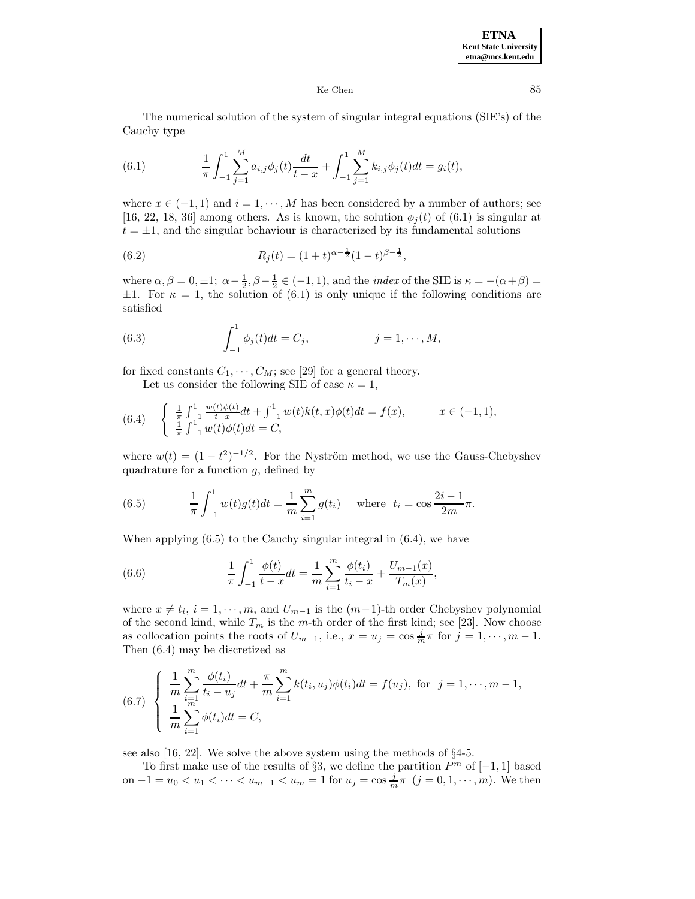The numerical solution of the system of singular integral equations (SIE's) of the Cauchy type

$$\frac{1}{\pi}\int_{-1}^{1}\sum_{j=1}^{M} a_{i,j}\phi_j(t)\frac{dt}{t-x} + \int_{-1}^{1}\sum_{j=1}^{M} k_{i,j}\phi_j(t)dt = g_i(t), \tag{6.1}$$

where $x \in (-1,1)$ and $i = 1, \cdots, M$ has been considered by a number of authors; see [16, 22, 18, 36] among others. As is known, the solution $\phi_j(t)$ of (6.1) is singular at $t = \pm 1$, and the singular behaviour is characterized by its fundamental solutions

$$R_j(t) = (1+t)^{\alpha-\frac{1}{2}}(1-t)^{\beta-\frac{1}{2}}, \tag{6.2}$$

where $\alpha, \beta = 0, \pm 1$; $\alpha - \frac{1}{2}, \beta - \frac{1}{2} \in (-1,1)$, and the *index* of the SIE is $\kappa = -(\alpha+\beta) = \pm 1$. For $\kappa = 1$, the solution of (6.1) is only unique if the following conditions are satisfied

$$\int_{-1}^{1}\phi_j(t)dt = C_j, \qquad j = 1, \cdots, M, \tag{6.3}$$

for fixed constants $C_1, \cdots, C_M$; see [29] for a general theory.

Let us consider the following SIE of case $\kappa = 1$,

$$\begin{cases} \frac{1}{\pi}\int_{-1}^{1}\frac{w(t)\phi(t)}{t-x}dt + \int_{-1}^{1} w(t)k(t,x)\phi(t)dt = f(x), & x \in (-1,1), \\ \frac{1}{\pi}\int_{-1}^{1} w(t)\phi(t)dt = C, \end{cases} \tag{6.4}$$

where $w(t) = (1-t^2)^{-1/2}$. For the Nyström method, we use the Gauss-Chebyshev quadrature for a function $g$, defined by

$$\frac{1}{\pi}\int_{-1}^{1} w(t)g(t)dt = \frac{1}{m}\sum_{i=1}^{m} g(t_i) \quad \text{ where } \ t_i = \cos\frac{2i-1}{2m}\pi. \tag{6.5}$$

When applying (6.5) to the Cauchy singular integral in (6.4), we have

$$\frac{1}{\pi}\int_{-1}^{1}\frac{\phi(t)}{t-x}dt = \frac{1}{m}\sum_{i=1}^{m}\frac{\phi(t_i)}{t_i - x} + \frac{U_{m-1}(x)}{T_m(x)}, \tag{6.6}$$

where $x \neq t_i$, $i = 1, \cdots, m$, and $U_{m-1}$ is the $(m-1)$-th order Chebyshev polynomial of the second kind, while $T_m$ is the $m$-th order of the first kind; see [23]. Now choose as collocation points the roots of $U_{m-1}$, i.e., $x = u_j = \cos\frac{j}{m}\pi$ for $j = 1, \cdots, m-1$. Then (6.4) may be discretized as

$$\begin{cases} \displaystyle\frac{1}{m}\sum_{i=1}^{m}\frac{\phi(t_i)}{t_i - u_j}dt + \frac{\pi}{m}\sum_{i=1}^{m} k(t_i, u_j)\phi(t_i)dt = f(u_j), \text{ for } \ j = 1, \cdots, m-1, \\ \displaystyle\frac{1}{m}\sum_{i=1}^{m}\phi(t_i)dt = C, \end{cases} \tag{6.7}$$

see also [16, 22]. We solve the above system using the methods of §4-5.

To first make use of the results of §3, we define the partition $P^m$ of $[-1,1]$ based on $-1 = u_0 < u_1 < \cdots < u_{m-1} < u_m = 1$ for $u_j = \cos\frac{j}{m}\pi$ $(j = 0, 1, \cdots, m)$. We then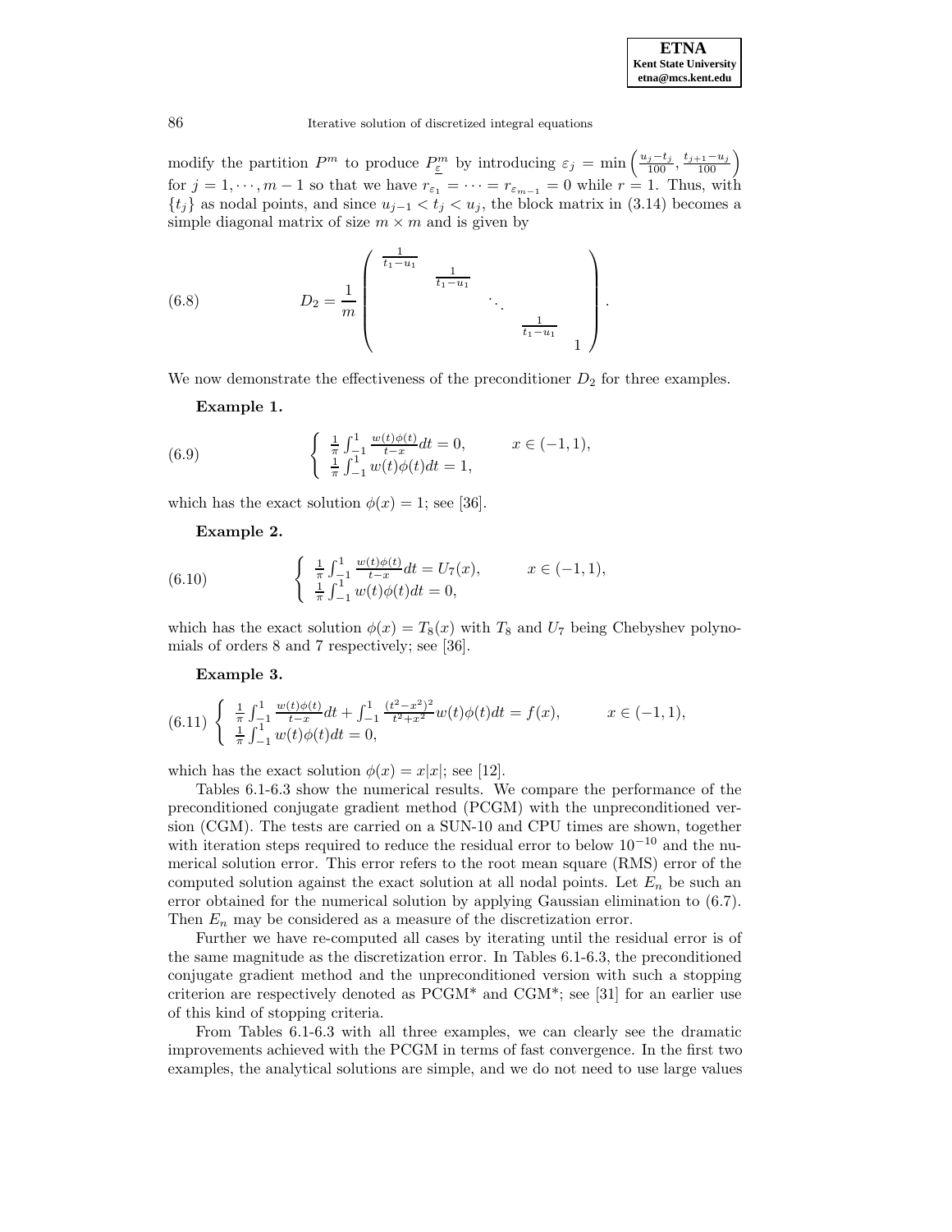modify the partition $P^m$ to produce $P^m_{\underline{\varepsilon}}$ by introducing $\varepsilon_j = \min\left(\frac{u_j - t_j}{100}, \frac{t_{j+1} - u_j}{100}\right)$ for $j = 1, \cdots, m-1$ so that we have $r_{\varepsilon_1} = \cdots = r_{\varepsilon_{m-1}} = 0$ while $r = 1$. Thus, with $\{t_j\}$ as nodal points, and since $u_{j-1} < t_j < u_j$, the block matrix in (3.14) becomes a simple diagonal matrix of size $m \times m$ and is given by

$$
D_2 = \frac{1}{m} \begin{pmatrix} \frac{1}{t_1 - u_1} & & & & \\ & \frac{1}{t_1 - u_1} & & & \\ & & \ddots & & \\ & & & \frac{1}{t_1 - u_1} & \\ & & & & 1 \end{pmatrix}. \tag{6.8}
$$

We now demonstrate the effectiveness of the preconditioner $D_2$ for three examples.

**Example 1.**

$$
\left\{ \begin{array}{ll} \frac{1}{\pi} \int_{-1}^{1} \frac{w(t)\phi(t)}{t-x} dt = 0, & x \in (-1, 1), \\ \frac{1}{\pi} \int_{-1}^{1} w(t)\phi(t) dt = 1, & \end{array} \right. \tag{6.9}
$$

which has the exact solution $\phi(x) = 1$; see [36].

**Example 2.**

$$
\left\{ \begin{array}{ll} \frac{1}{\pi} \int_{-1}^{1} \frac{w(t)\phi(t)}{t-x} dt = U_7(x), & x \in (-1, 1), \\ \frac{1}{\pi} \int_{-1}^{1} w(t)\phi(t) dt = 0, & \end{array} \right. \tag{6.10}
$$

which has the exact solution $\phi(x) = T_8(x)$ with $T_8$ and $U_7$ being Chebyshev polynomials of orders 8 and 7 respectively; see [36].

**Example 3.**

$$
\left\{ \begin{array}{ll} \frac{1}{\pi} \int_{-1}^{1} \frac{w(t)\phi(t)}{t-x} dt + \int_{-1}^{1} \frac{(t^2 - x^2)^2}{t^2 + x^2} w(t)\phi(t) dt = f(x), & x \in (-1, 1), \\ \frac{1}{\pi} \int_{-1}^{1} w(t)\phi(t) dt = 0, & \end{array} \right. \tag{6.11}
$$

which has the exact solution $\phi(x) = x|x|$; see [12].

Tables 6.1-6.3 show the numerical results. We compare the performance of the preconditioned conjugate gradient method (PCGM) with the unpreconditioned version (CGM). The tests are carried on a SUN-10 and CPU times are shown, together with iteration steps required to reduce the residual error to below $10^{-10}$ and the numerical solution error. This error refers to the root mean square (RMS) error of the computed solution against the exact solution at all nodal points. Let $E_n$ be such an error obtained for the numerical solution by applying Gaussian elimination to (6.7). Then $E_n$ may be considered as a measure of the discretization error.

Further we have re-computed all cases by iterating until the residual error is of the same magnitude as the discretization error. In Tables 6.1-6.3, the preconditioned conjugate gradient method and the unpreconditioned version with such a stopping criterion are respectively denoted as PCGM* and CGM*; see [31] for an earlier use of this kind of stopping criteria.

From Tables 6.1-6.3 with all three examples, we can clearly see the dramatic improvements achieved with the PCGM in terms of fast convergence. In the first two examples, the analytical solutions are simple, and we do not need to use large values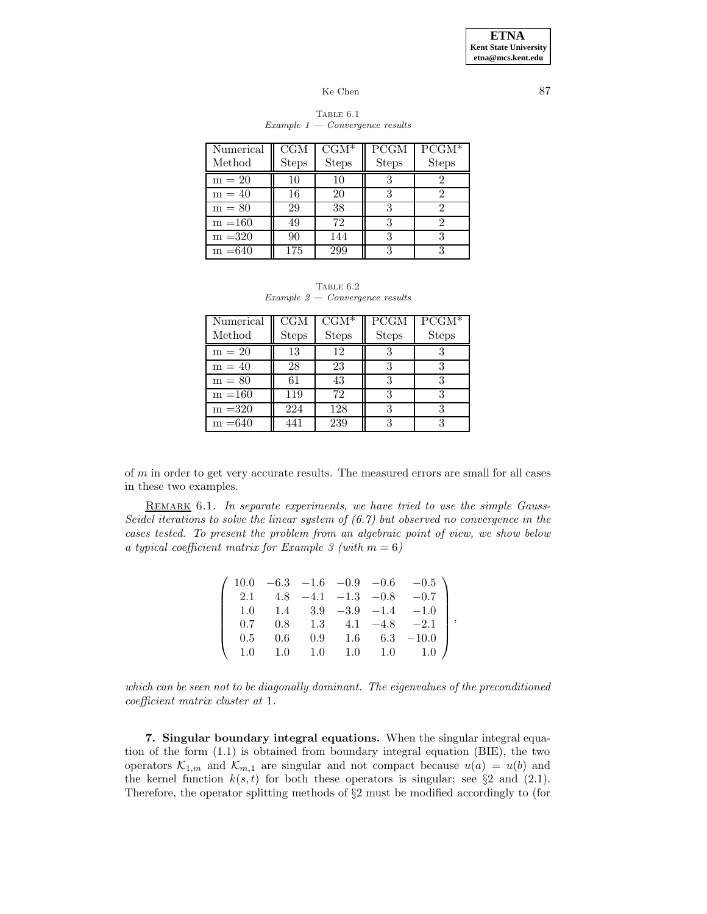TABLE 6.1
*Example 1 — Convergence results*

| Numerical Method | CGM Steps | CGM* Steps | PCGM Steps | PCGM* Steps |
|---|---|---|---|---|
| m = 20 | 10 | 10 | 3 | 2 |
| m = 40 | 16 | 20 | 3 | 2 |
| m = 80 | 29 | 38 | 3 | 2 |
| m =160 | 49 | 72 | 3 | 2 |
| m =320 | 90 | 144 | 3 | 3 |
| m =640 | 175 | 299 | 3 | 3 |

TABLE 6.2
*Example 2 — Convergence results*

| Numerical Method | CGM Steps | CGM* Steps | PCGM Steps | PCGM* Steps |
|---|---|---|---|---|
| m = 20 | 13 | 12 | 3 | 3 |
| m = 40 | 28 | 23 | 3 | 3 |
| m = 80 | 61 | 43 | 3 | 3 |
| m =160 | 119 | 72 | 3 | 3 |
| m =320 | 224 | 128 | 3 | 3 |
| m =640 | 441 | 239 | 3 | 3 |

of $m$ in order to get very accurate results. The measured errors are small for all cases in these two examples.

REMARK 6.1. *In separate experiments, we have tried to use the simple Gauss-Seidel iterations to solve the linear system of (6.7) but observed no convergence in the cases tested. To present the problem from an algebraic point of view, we show below a typical coefficient matrix for Example 3 (with $m = 6$)*

$$\begin{pmatrix} 10.0 & -6.3 & -1.6 & -0.9 & -0.6 & -0.5 \\ 2.1 & 4.8 & -4.1 & -1.3 & -0.8 & -0.7 \\ 1.0 & 1.4 & 3.9 & -3.9 & -1.4 & -1.0 \\ 0.7 & 0.8 & 1.3 & 4.1 & -4.8 & -2.1 \\ 0.5 & 0.6 & 0.9 & 1.6 & 6.3 & -10.0 \\ 1.0 & 1.0 & 1.0 & 1.0 & 1.0 & 1.0 \end{pmatrix},$$

*which can be seen not to be diagonally dominant. The eigenvalues of the preconditioned coefficient matrix cluster at* 1.

**7. Singular boundary integral equations.** When the singular integral equation of the form (1.1) is obtained from boundary integral equation (BIE), the two operators $\mathcal{K}_{1,m}$ and $\mathcal{K}_{m,1}$ are singular and not compact because $u(a) = u(b)$ and the kernel function $k(s,t)$ for both these operators is singular; see §2 and (2.1). Therefore, the operator splitting methods of §2 must be modified accordingly to (for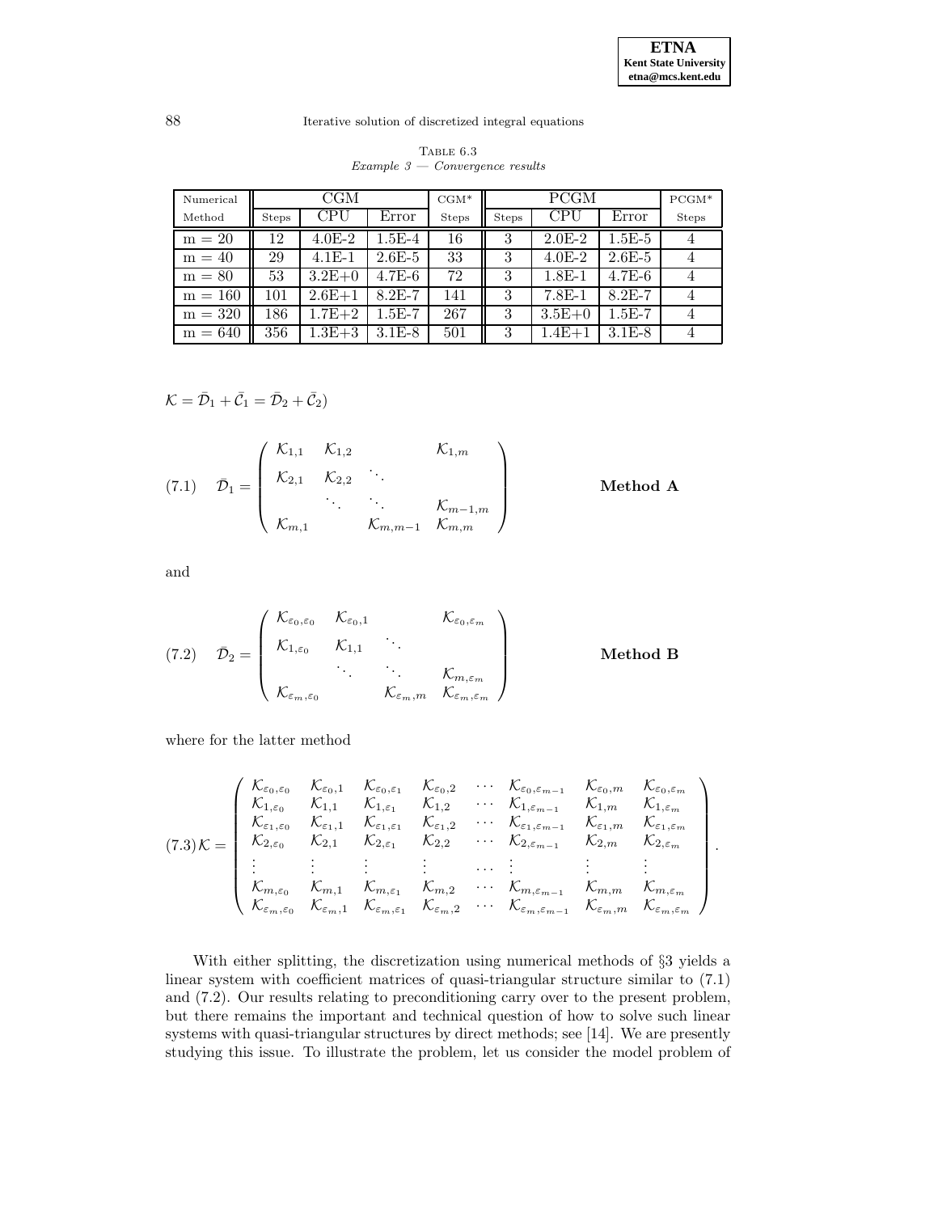TABLE 6.3
*Example 3 — Convergence results*

| Numerical | CGM | | | CGM* | PCGM | | | PCGM* |
|---|---|---|---|---|---|---|---|---|
| Method | Steps | CPU | Error | Steps | Steps | CPU | Error | Steps |
| m = 20 | 12 | 4.0E-2 | 1.5E-4 | 16 | 3 | 2.0E-2 | 1.5E-5 | 4 |
| m = 40 | 29 | 4.1E-1 | 2.6E-5 | 33 | 3 | 4.0E-2 | 2.6E-5 | 4 |
| m = 80 | 53 | 3.2E+0 | 4.7E-6 | 72 | 3 | 1.8E-1 | 4.7E-6 | 4 |
| m = 160 | 101 | 2.6E+1 | 8.2E-7 | 141 | 3 | 7.8E-1 | 8.2E-7 | 4 |
| m = 320 | 186 | 1.7E+2 | 1.5E-7 | 267 | 3 | 3.5E+0 | 1.5E-7 | 4 |
| m = 640 | 356 | 1.3E+3 | 3.1E-8 | 501 | 3 | 1.4E+1 | 3.1E-8 | 4 |

$\mathcal{K} = \bar{\mathcal{D}}_1 + \bar{\mathcal{C}}_1 = \bar{\mathcal{D}}_2 + \bar{\mathcal{C}}_2$)

$$
(7.1) \quad \bar{\mathcal{D}}_1 = \begin{pmatrix} \mathcal{K}_{1,1} & \mathcal{K}_{1,2} & & \mathcal{K}_{1,m} \\ \mathcal{K}_{2,1} & \mathcal{K}_{2,2} & \ddots & \\ & \ddots & \ddots & \mathcal{K}_{m-1,m} \\ \mathcal{K}_{m,1} & & \mathcal{K}_{m,m-1} & \mathcal{K}_{m,m} \end{pmatrix} \qquad \textbf{Method A}
$$

and

$$
(7.2) \quad \bar{\mathcal{D}}_2 = \begin{pmatrix} \mathcal{K}_{\varepsilon_0,\varepsilon_0} & \mathcal{K}_{\varepsilon_0,1} & & \mathcal{K}_{\varepsilon_0,\varepsilon_m} \\ \mathcal{K}_{1,\varepsilon_0} & \mathcal{K}_{1,1} & \ddots & \\ & \ddots & \ddots & \mathcal{K}_{m,\varepsilon_m} \\ \mathcal{K}_{\varepsilon_m,\varepsilon_0} & & \mathcal{K}_{\varepsilon_m,m} & \mathcal{K}_{\varepsilon_m,\varepsilon_m} \end{pmatrix} \qquad \textbf{Method B}
$$

where for the latter method

$$
(7.3) \mathcal{K} = \begin{pmatrix} \mathcal{K}_{\varepsilon_0,\varepsilon_0} & \mathcal{K}_{\varepsilon_0,1} & \mathcal{K}_{\varepsilon_0,\varepsilon_1} & \mathcal{K}_{\varepsilon_0,2} & \cdots & \mathcal{K}_{\varepsilon_0,\varepsilon_{m-1}} & \mathcal{K}_{\varepsilon_0,m} & \mathcal{K}_{\varepsilon_0,\varepsilon_m} \\ \mathcal{K}_{1,\varepsilon_0} & \mathcal{K}_{1,1} & \mathcal{K}_{1,\varepsilon_1} & \mathcal{K}_{1,2} & \cdots & \mathcal{K}_{1,\varepsilon_{m-1}} & \mathcal{K}_{1,m} & \mathcal{K}_{1,\varepsilon_m} \\ \mathcal{K}_{\varepsilon_1,\varepsilon_0} & \mathcal{K}_{\varepsilon_1,1} & \mathcal{K}_{\varepsilon_1,\varepsilon_1} & \mathcal{K}_{\varepsilon_1,2} & \cdots & \mathcal{K}_{\varepsilon_1,\varepsilon_{m-1}} & \mathcal{K}_{\varepsilon_1,m} & \mathcal{K}_{\varepsilon_1,\varepsilon_m} \\ \mathcal{K}_{2,\varepsilon_0} & \mathcal{K}_{2,1} & \mathcal{K}_{2,\varepsilon_1} & \mathcal{K}_{2,2} & \cdots & \mathcal{K}_{2,\varepsilon_{m-1}} & \mathcal{K}_{2,m} & \mathcal{K}_{2,\varepsilon_m} \\ \vdots & \vdots & \vdots & \vdots & \cdots & \vdots & \vdots & \vdots \\ \mathcal{K}_{m,\varepsilon_0} & \mathcal{K}_{m,1} & \mathcal{K}_{m,\varepsilon_1} & \mathcal{K}_{m,2} & \cdots & \mathcal{K}_{m,\varepsilon_{m-1}} & \mathcal{K}_{m,m} & \mathcal{K}_{m,\varepsilon_m} \\ \mathcal{K}_{\varepsilon_m,\varepsilon_0} & \mathcal{K}_{\varepsilon_m,1} & \mathcal{K}_{\varepsilon_m,\varepsilon_1} & \mathcal{K}_{\varepsilon_m,2} & \cdots & \mathcal{K}_{\varepsilon_m,\varepsilon_{m-1}} & \mathcal{K}_{\varepsilon_m,m} & \mathcal{K}_{\varepsilon_m,\varepsilon_m} \end{pmatrix}.
$$

With either splitting, the discretization using numerical methods of §3 yields a linear system with coefficient matrices of quasi-triangular structure similar to (7.1) and (7.2). Our results relating to preconditioning carry over to the present problem, but there remains the important and technical question of how to solve such linear systems with quasi-triangular structures by direct methods; see [14]. We are presently studying this issue. To illustrate the problem, let us consider the model problem of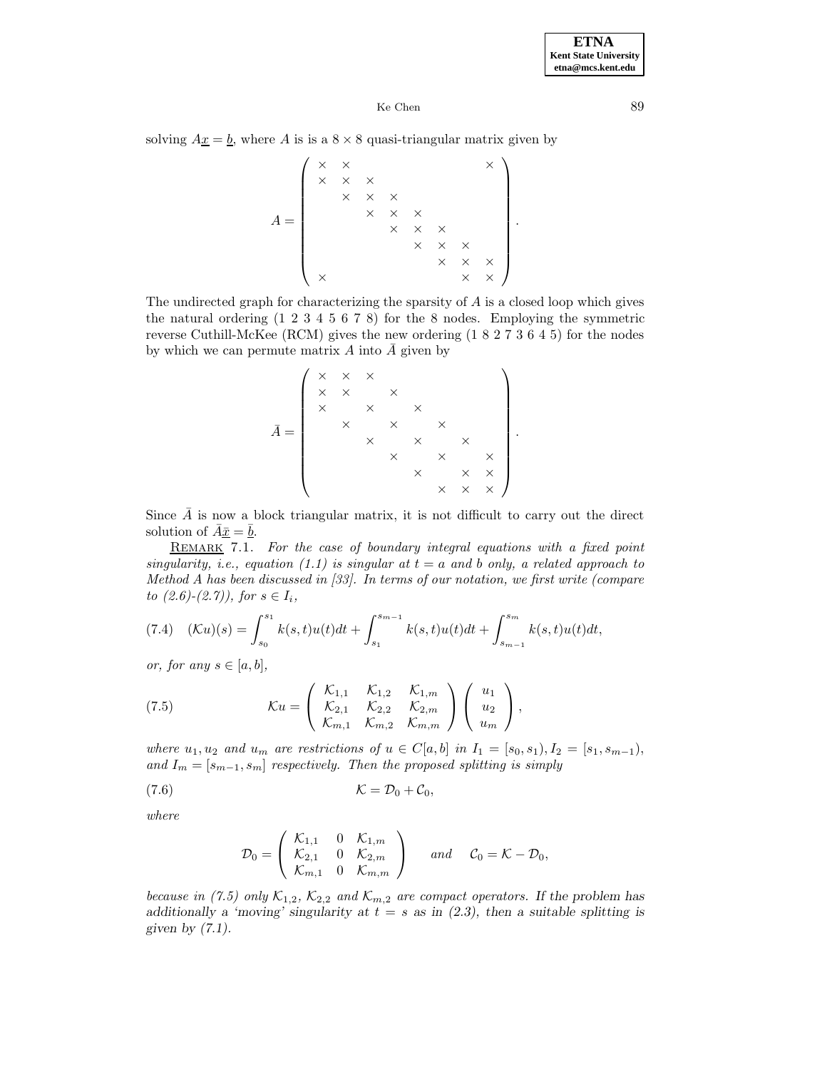solving $A\underline{x} = \underline{b}$, where $A$ is is a $8 \times 8$ quasi-triangular matrix given by

$$
A = \begin{pmatrix}
\times & \times & & & & & & \times \\
\times & \times & \times & & & & & \\
 & \times & \times & \times & & & & \\
 & & \times & \times & \times & & & \\
 & & & \times & \times & \times & & \\
 & & & & \times & \times & \times & \\
 & & & & & \times & \times & \times \\
\times & & & & & & \times & \times
\end{pmatrix}.
$$

The undirected graph for characterizing the sparsity of $A$ is a closed loop which gives the natural ordering (1 2 3 4 5 6 7 8) for the 8 nodes. Employing the symmetric reverse Cuthill-McKee (RCM) gives the new ordering (1 8 2 7 3 6 4 5) for the nodes by which we can permute matrix $A$ into $\bar{A}$ given by

$$
\bar{A} = \begin{pmatrix}
\times & \times & \times & & & & & \\
\times & \times & & \times & & & & \\
\times & & \times & & \times & & & \\
 & \times & & \times & & \times & & \\
 & & \times & & \times & & \times & \\
 & & & \times & & \times & & \times \\
 & & & & \times & & \times & \times \\
 & & & & & \times & \times & \times
\end{pmatrix}.
$$

Since $\bar{A}$ is now a block triangular matrix, it is not difficult to carry out the direct solution of $\bar{A}\underline{\bar{x}} = \underline{\bar{b}}$.

Remark 7.1. *For the case of boundary integral equations with a fixed point singularity, i.e., equation (1.1) is singular at $t = a$ and $b$ only, a related approach to Method A has been discussed in [33]. In terms of our notation, we first write (compare to (2.6)-(2.7)), for $s \in I_i$,*

$$
(7.4) \quad (\mathcal{K}u)(s) = \int_{s_0}^{s_1} k(s,t)u(t)dt + \int_{s_1}^{s_{m-1}} k(s,t)u(t)dt + \int_{s_{m-1}}^{s_m} k(s,t)u(t)dt,
$$

*or, for any $s \in [a,b]$,*

$$
(7.5) \qquad \mathcal{K}u = \begin{pmatrix} \mathcal{K}_{1,1} & \mathcal{K}_{1,2} & \mathcal{K}_{1,m} \\ \mathcal{K}_{2,1} & \mathcal{K}_{2,2} & \mathcal{K}_{2,m} \\ \mathcal{K}_{m,1} & \mathcal{K}_{m,2} & \mathcal{K}_{m,m} \end{pmatrix} \begin{pmatrix} u_1 \\ u_2 \\ u_m \end{pmatrix},
$$

*where $u_1, u_2$ and $u_m$ are restrictions of $u \in C[a,b]$ in $I_1 = [s_0, s_1), I_2 = [s_1, s_{m-1})$, and $I_m = [s_{m-1}, s_m]$ respectively. Then the proposed splitting is simply*

$$
(7.6) \qquad \mathcal{K} = \mathcal{D}_0 + \mathcal{C}_0,
$$

*where*

$$
\mathcal{D}_0 = \begin{pmatrix} \mathcal{K}_{1,1} & 0 & \mathcal{K}_{1,m} \\ \mathcal{K}_{2,1} & 0 & \mathcal{K}_{2,m} \\ \mathcal{K}_{m,1} & 0 & \mathcal{K}_{m,m} \end{pmatrix} \quad \text{and} \quad \mathcal{C}_0 = \mathcal{K} - \mathcal{D}_0,
$$

*because in (7.5) only $\mathcal{K}_{1,2}$, $\mathcal{K}_{2,2}$ and $\mathcal{K}_{m,2}$ are compact operators. If the problem has additionally a 'moving' singularity at $t = s$ as in (2.3), then a suitable splitting is given by (7.1).*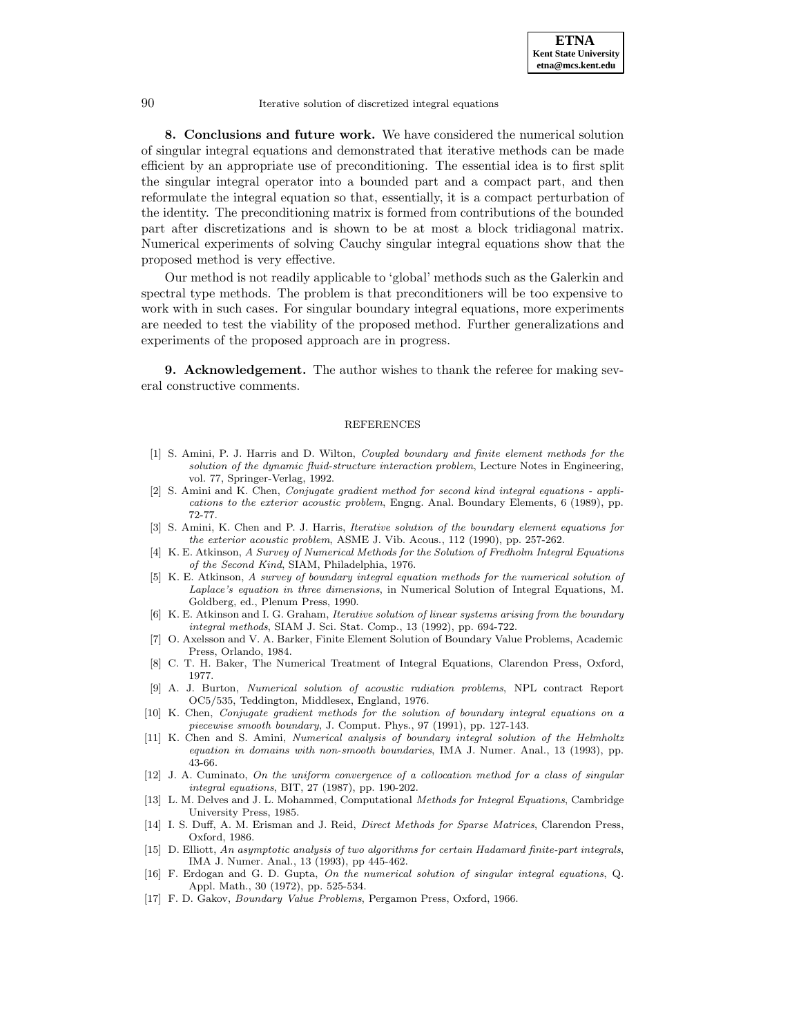**8. Conclusions and future work.** We have considered the numerical solution of singular integral equations and demonstrated that iterative methods can be made efficient by an appropriate use of preconditioning. The essential idea is to first split the singular integral operator into a bounded part and a compact part, and then reformulate the integral equation so that, essentially, it is a compact perturbation of the identity. The preconditioning matrix is formed from contributions of the bounded part after discretizations and is shown to be at most a block tridiagonal matrix. Numerical experiments of solving Cauchy singular integral equations show that the proposed method is very effective.

Our method is not readily applicable to 'global' methods such as the Galerkin and spectral type methods. The problem is that preconditioners will be too expensive to work with in such cases. For singular boundary integral equations, more experiments are needed to test the viability of the proposed method. Further generalizations and experiments of the proposed approach are in progress.

**9. Acknowledgement.** The author wishes to thank the referee for making several constructive comments.

REFERENCES

[1] S. Amini, P. J. Harris and D. Wilton, *Coupled boundary and finite element methods for the solution of the dynamic fluid-structure interaction problem*, Lecture Notes in Engineering, vol. 77, Springer-Verlag, 1992.

[2] S. Amini and K. Chen, *Conjugate gradient method for second kind integral equations - applications to the exterior acoustic problem*, Engng. Anal. Boundary Elements, 6 (1989), pp. 72-77.

[3] S. Amini, K. Chen and P. J. Harris, *Iterative solution of the boundary element equations for the exterior acoustic problem*, ASME J. Vib. Acous., 112 (1990), pp. 257-262.

[4] K. E. Atkinson, *A Survey of Numerical Methods for the Solution of Fredholm Integral Equations of the Second Kind*, SIAM, Philadelphia, 1976.

[5] K. E. Atkinson, *A survey of boundary integral equation methods for the numerical solution of Laplace's equation in three dimensions*, in Numerical Solution of Integral Equations, M. Goldberg, ed., Plenum Press, 1990.

[6] K. E. Atkinson and I. G. Graham, *Iterative solution of linear systems arising from the boundary integral methods*, SIAM J. Sci. Stat. Comp., 13 (1992), pp. 694-722.

[7] O. Axelsson and V. A. Barker, Finite Element Solution of Boundary Value Problems, Academic Press, Orlando, 1984.

[8] C. T. H. Baker, The Numerical Treatment of Integral Equations, Clarendon Press, Oxford, 1977.

[9] A. J. Burton, *Numerical solution of acoustic radiation problems*, NPL contract Report OC5/535, Teddington, Middlesex, England, 1976.

[10] K. Chen, *Conjugate gradient methods for the solution of boundary integral equations on a piecewise smooth boundary*, J. Comput. Phys., 97 (1991), pp. 127-143.

[11] K. Chen and S. Amini, *Numerical analysis of boundary integral solution of the Helmholtz equation in domains with non-smooth boundaries*, IMA J. Numer. Anal., 13 (1993), pp. 43-66.

[12] J. A. Cuminato, *On the uniform convergence of a collocation method for a class of singular integral equations*, BIT, 27 (1987), pp. 190-202.

[13] L. M. Delves and J. L. Mohammed, Computational *Methods for Integral Equations*, Cambridge University Press, 1985.

[14] I. S. Duff, A. M. Erisman and J. Reid, *Direct Methods for Sparse Matrices*, Clarendon Press, Oxford, 1986.

[15] D. Elliott, *An asymptotic analysis of two algorithms for certain Hadamard finite-part integrals*, IMA J. Numer. Anal., 13 (1993), pp 445-462.

[16] F. Erdogan and G. D. Gupta, *On the numerical solution of singular integral equations*, Q. Appl. Math., 30 (1972), pp. 525-534.

[17] F. D. Gakov, *Boundary Value Problems*, Pergamon Press, Oxford, 1966.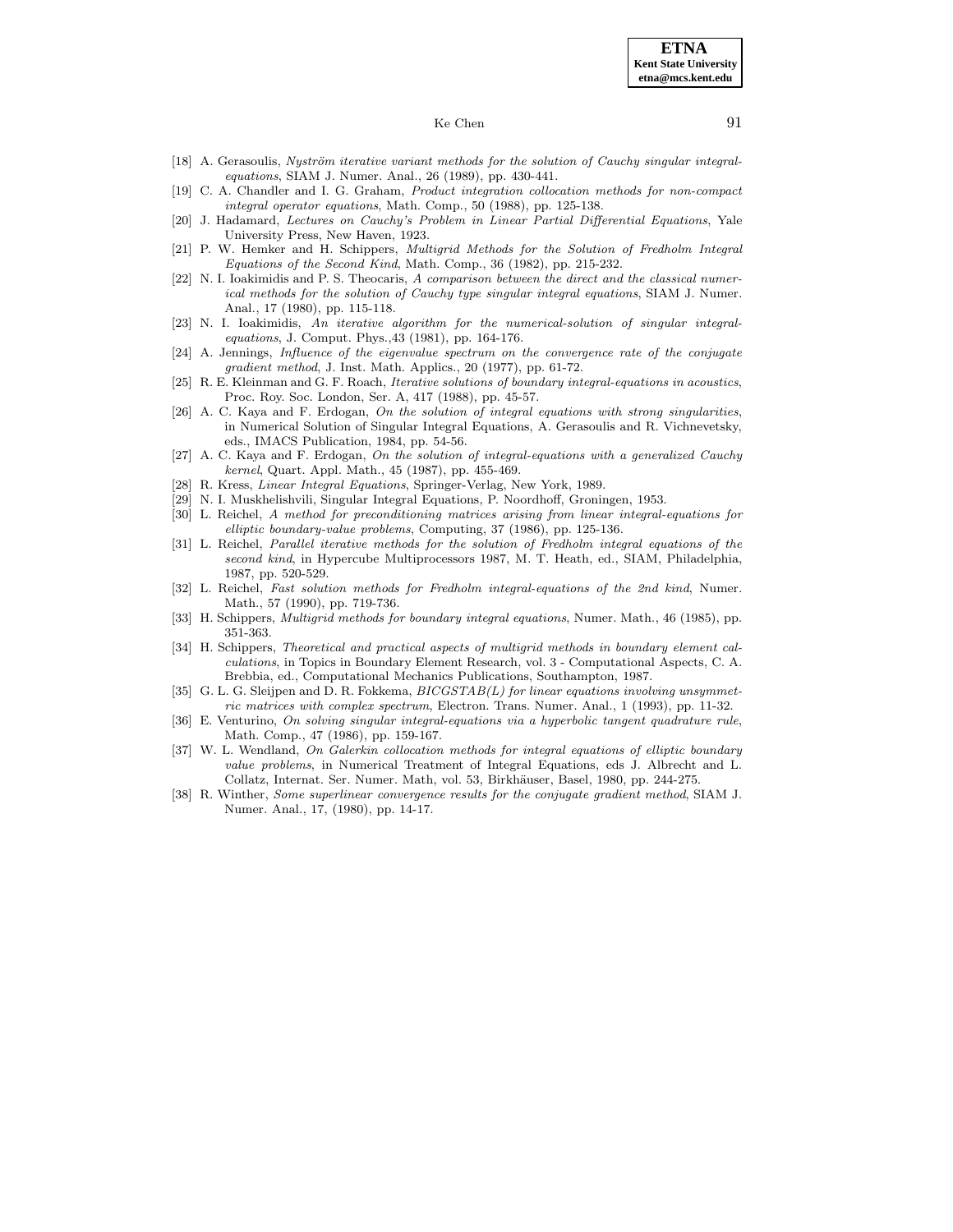[18] A. Gerasoulis, *Nyström iterative variant methods for the solution of Cauchy singular integral-equations*, SIAM J. Numer. Anal., 26 (1989), pp. 430-441.

[19] C. A. Chandler and I. G. Graham, *Product integration collocation methods for non-compact integral operator equations*, Math. Comp., 50 (1988), pp. 125-138.

[20] J. Hadamard, *Lectures on Cauchy's Problem in Linear Partial Differential Equations*, Yale University Press, New Haven, 1923.

[21] P. W. Hemker and H. Schippers, *Multigrid Methods for the Solution of Fredholm Integral Equations of the Second Kind*, Math. Comp., 36 (1982), pp. 215-232.

[22] N. I. Ioakimidis and P. S. Theocaris, *A comparison between the direct and the classical numerical methods for the solution of Cauchy type singular integral equations*, SIAM J. Numer. Anal., 17 (1980), pp. 115-118.

[23] N. I. Ioakimidis, *An iterative algorithm for the numerical-solution of singular integral-equations*, J. Comput. Phys.,43 (1981), pp. 164-176.

[24] A. Jennings, *Influence of the eigenvalue spectrum on the convergence rate of the conjugate gradient method*, J. Inst. Math. Applics., 20 (1977), pp. 61-72.

[25] R. E. Kleinman and G. F. Roach, *Iterative solutions of boundary integral-equations in acoustics*, Proc. Roy. Soc. London, Ser. A, 417 (1988), pp. 45-57.

[26] A. C. Kaya and F. Erdogan, *On the solution of integral equations with strong singularities*, in Numerical Solution of Singular Integral Equations, A. Gerasoulis and R. Vichnevetsky, eds., IMACS Publication, 1984, pp. 54-56.

[27] A. C. Kaya and F. Erdogan, *On the solution of integral-equations with a generalized Cauchy kernel*, Quart. Appl. Math., 45 (1987), pp. 455-469.

[28] R. Kress, *Linear Integral Equations*, Springer-Verlag, New York, 1989.

[29] N. I. Muskhelishvili, Singular Integral Equations, P. Noordhoff, Groningen, 1953.

[30] L. Reichel, *A method for preconditioning matrices arising from linear integral-equations for elliptic boundary-value problems*, Computing, 37 (1986), pp. 125-136.

[31] L. Reichel, *Parallel iterative methods for the solution of Fredholm integral equations of the second kind*, in Hypercube Multiprocessors 1987, M. T. Heath, ed., SIAM, Philadelphia, 1987, pp. 520-529.

[32] L. Reichel, *Fast solution methods for Fredholm integral-equations of the 2nd kind*, Numer. Math., 57 (1990), pp. 719-736.

[33] H. Schippers, *Multigrid methods for boundary integral equations*, Numer. Math., 46 (1985), pp. 351-363.

[34] H. Schippers, *Theoretical and practical aspects of multigrid methods in boundary element calculations*, in Topics in Boundary Element Research, vol. 3 - Computational Aspects, C. A. Brebbia, ed., Computational Mechanics Publications, Southampton, 1987.

[35] G. L. G. Sleijpen and D. R. Fokkema, *BICGSTAB(L) for linear equations involving unsymmetric matrices with complex spectrum*, Electron. Trans. Numer. Anal., 1 (1993), pp. 11-32.

[36] E. Venturino, *On solving singular integral-equations via a hyperbolic tangent quadrature rule*, Math. Comp., 47 (1986), pp. 159-167.

[37] W. L. Wendland, *On Galerkin collocation methods for integral equations of elliptic boundary value problems*, in Numerical Treatment of Integral Equations, eds J. Albrecht and L. Collatz, Internat. Ser. Numer. Math, vol. 53, Birkhäuser, Basel, 1980, pp. 244-275.

[38] R. Winther, *Some superlinear convergence results for the conjugate gradient method*, SIAM J. Numer. Anal., 17, (1980), pp. 14-17.